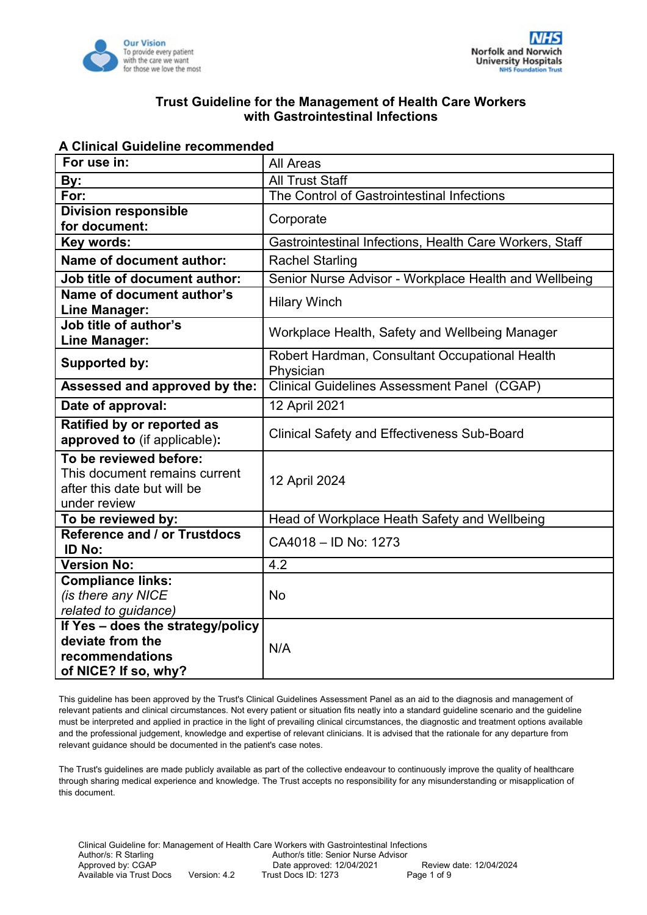Our Vision
To provide every patient with the care we want for those we love the most

NHS
Norfolk and Norwich University Hospitals
NHS Foundation Trust

# Trust Guideline for the Management of Health Care Workers with Gastrointestinal Infections

## A Clinical Guideline recommended

| | |
|---|---|
| **For use in:** | All Areas |
| **By:** | All Trust Staff |
| **For:** | The Control of Gastrointestinal Infections |
| **Division responsible for document:** | Corporate |
| **Key words:** | Gastrointestinal Infections, Health Care Workers, Staff |
| **Name of document author:** | Rachel Starling |
| **Job title of document author:** | Senior Nurse Advisor - Workplace Health and Wellbeing |
| **Name of document author's Line Manager:** | Hilary Winch |
| **Job title of author's Line Manager:** | Workplace Health, Safety and Wellbeing Manager |
| **Supported by:** | Robert Hardman, Consultant Occupational Health Physician |
| **Assessed and approved by the:** | Clinical Guidelines Assessment Panel (CGAP) |
| **Date of approval:** | 12 April 2021 |
| **Ratified by or reported as approved to** (if applicable)**:** | Clinical Safety and Effectiveness Sub-Board |
| **To be reviewed before:** This document remains current after this date but will be under review | 12 April 2024 |
| **To be reviewed by:** | Head of Workplace Heath Safety and Wellbeing |
| **Reference and / or Trustdocs ID No:** | CA4018 – ID No: 1273 |
| **Version No:** | 4.2 |
| **Compliance links:** *(is there any NICE related to guidance)* | No |
| **If Yes – does the strategy/policy deviate from the recommendations of NICE? If so, why?** | N/A |

This guideline has been approved by the Trust's Clinical Guidelines Assessment Panel as an aid to the diagnosis and management of relevant patients and clinical circumstances. Not every patient or situation fits neatly into a standard guideline scenario and the guideline must be interpreted and applied in practice in the light of prevailing clinical circumstances, the diagnostic and treatment options available and the professional judgement, knowledge and expertise of relevant clinicians. It is advised that the rationale for any departure from relevant guidance should be documented in the patient's case notes.

The Trust's guidelines are made publicly available as part of the collective endeavour to continuously improve the quality of healthcare through sharing medical experience and knowledge. The Trust accepts no responsibility for any misunderstanding or misapplication of this document.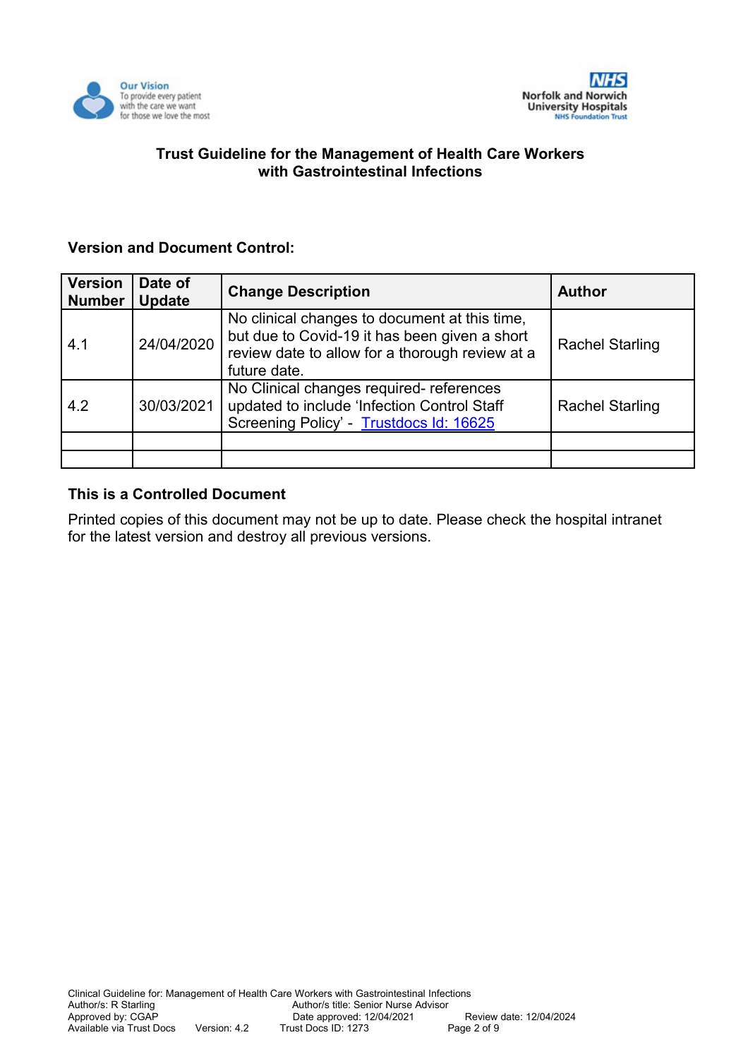# Trust Guideline for the Management of Health Care Workers with Gastrointestinal Infections

## Version and Document Control:

| Version Number | Date of Update | Change Description | Author |
|---|---|---|---|
| 4.1 | 24/04/2020 | No clinical changes to document at this time, but due to Covid-19 it has been given a short review date to allow for a thorough review at a future date. | Rachel Starling |
| 4.2 | 30/03/2021 | No Clinical changes required- references updated to include 'Infection Control Staff Screening Policy' - Trustdocs Id: 16625 | Rachel Starling |
| | | | |
| | | | |

## This is a Controlled Document

Printed copies of this document may not be up to date. Please check the hospital intranet for the latest version and destroy all previous versions.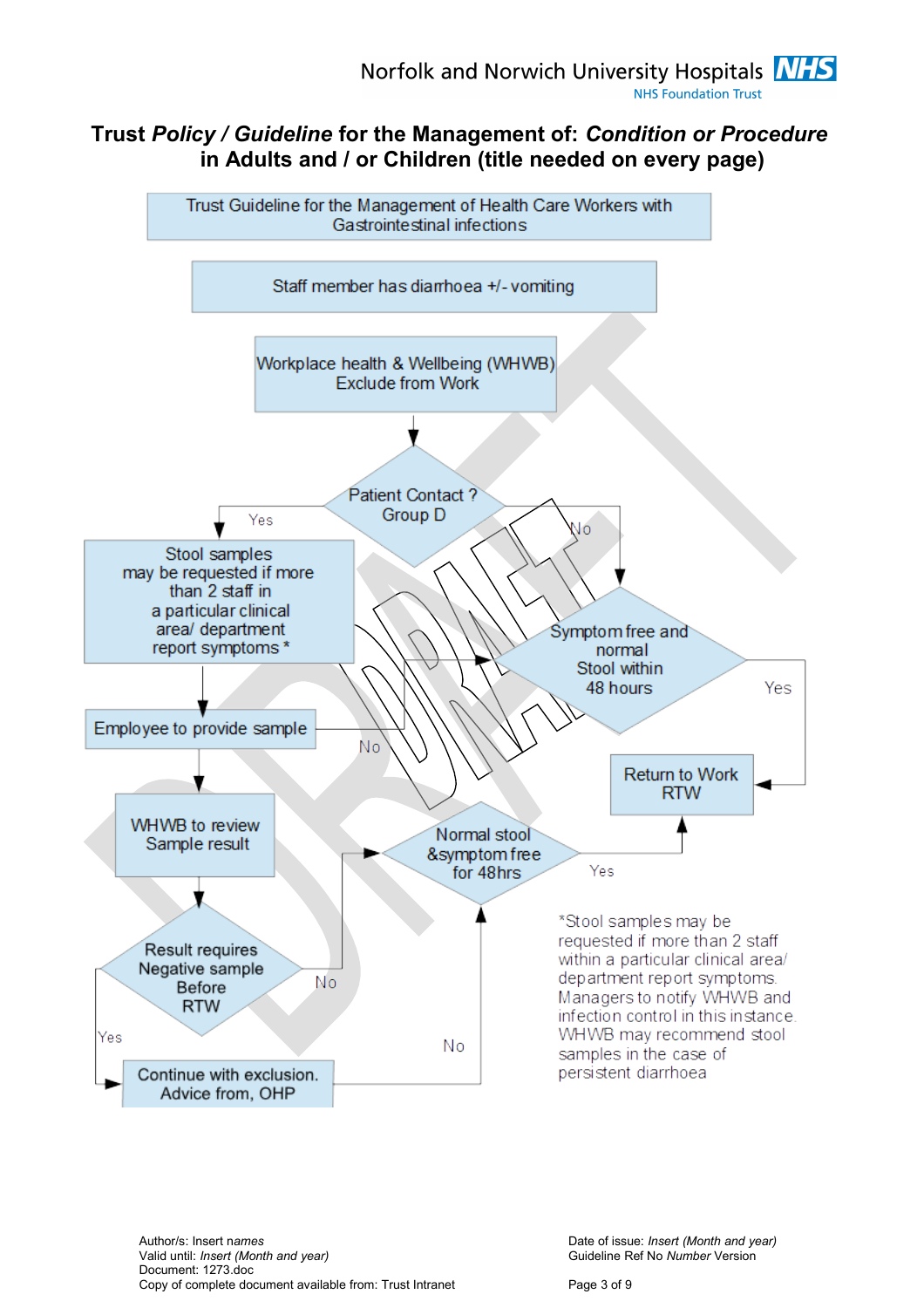# Trust *Policy / Guideline* for the Management of: *Condition or Procedure* in Adults and / or Children (title needed on every page)

**Trust Guideline for the Management of Health Care Workers with Gastrointestinal infections**

- Staff member has diarrhoea +/- vomiting
- Workplace health & Wellbeing (WHWB) Exclude from Work
- **Patient Contact ? Group D**
  - **Yes** → Stool samples may be requested if more than 2 staff in a particular clinical area/ department report symptoms *
    - → Employee to provide sample
    - → WHWB to review Sample result
    - → **Result requires Negative sample Before RTW**
      - **Yes** → Continue with exclusion. Advice from, OHP
        - **No** → Normal stool &symptom free for 48hrs
      - **No** → **Normal stool &symptom free for 48hrs**
        - **Yes** → Return to Work RTW
  - **No** → **Symptom free and normal Stool within 48 hours**
    - **Yes** → Return to Work RTW
    - **No** → Employee to provide sample

*Stool samples may be requested if more than 2 staff within a particular clinical area/ department report symptoms. Managers to notify WHWB and infection control in this instance. WHWB may recommend stool samples in the case of persistent diarrhoea

DRAFT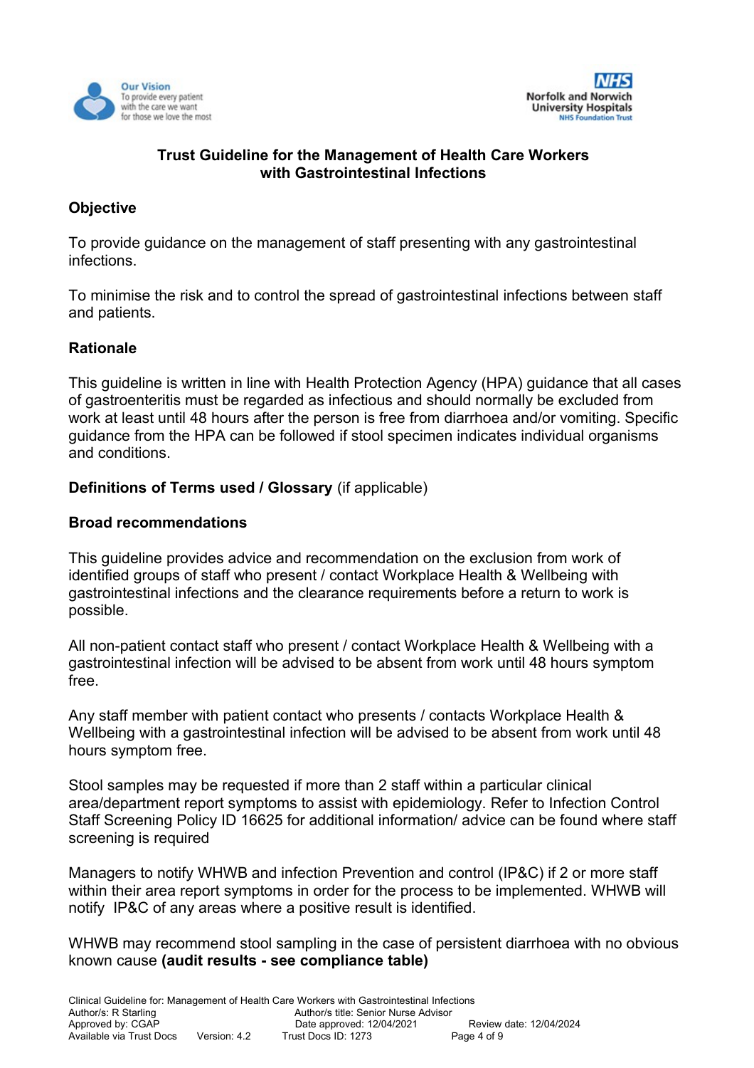**Trust Guideline for the Management of Health Care Workers with Gastrointestinal Infections**

## Objective

To provide guidance on the management of staff presenting with any gastrointestinal infections.

To minimise the risk and to control the spread of gastrointestinal infections between staff and patients.

## Rationale

This guideline is written in line with Health Protection Agency (HPA) guidance that all cases of gastroenteritis must be regarded as infectious and should normally be excluded from work at least until 48 hours after the person is free from diarrhoea and/or vomiting. Specific guidance from the HPA can be followed if stool specimen indicates individual organisms and conditions.

## Definitions of Terms used / Glossary (if applicable)

## Broad recommendations

This guideline provides advice and recommendation on the exclusion from work of identified groups of staff who present / contact Workplace Health & Wellbeing with gastrointestinal infections and the clearance requirements before a return to work is possible.

All non-patient contact staff who present / contact Workplace Health & Wellbeing with a gastrointestinal infection will be advised to be absent from work until 48 hours symptom free.

Any staff member with patient contact who presents / contacts Workplace Health & Wellbeing with a gastrointestinal infection will be advised to be absent from work until 48 hours symptom free.

Stool samples may be requested if more than 2 staff within a particular clinical area/department report symptoms to assist with epidemiology. Refer to Infection Control Staff Screening Policy ID 16625 for additional information/ advice can be found where staff screening is required

Managers to notify WHWB and infection Prevention and control (IP&C) if 2 or more staff within their area report symptoms in order for the process to be implemented. WHWB will notify IP&C of any areas where a positive result is identified.

WHWB may recommend stool sampling in the case of persistent diarrhoea with no obvious known cause **(audit results - see compliance table)**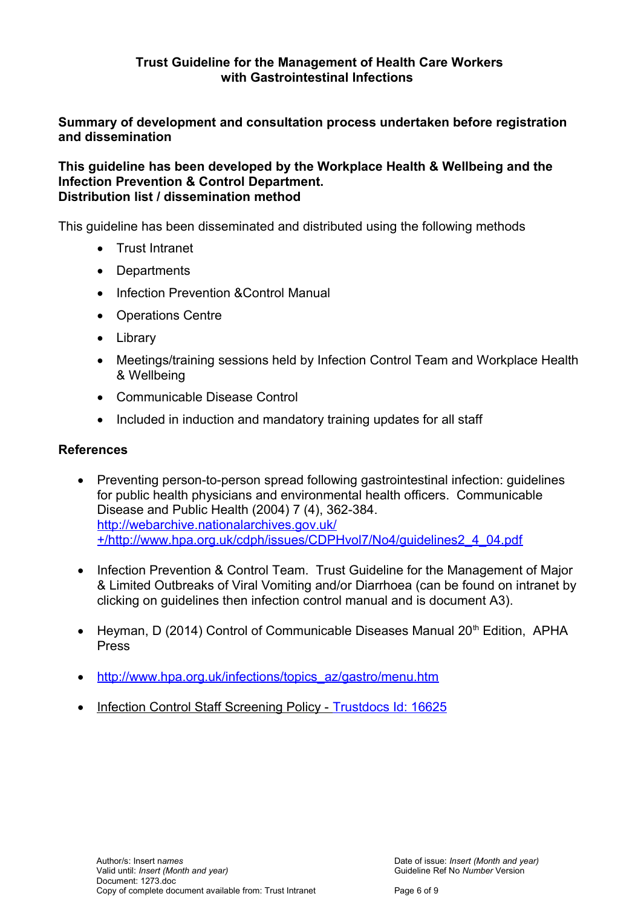**Trust Guideline for the Management of Health Care Workers with Gastrointestinal Infections**

**Summary of development and consultation process undertaken before registration and dissemination**

**This guideline has been developed by the Workplace Health & Wellbeing and the Infection Prevention & Control Department.**
**Distribution list / dissemination method**

This guideline has been disseminated and distributed using the following methods

- Trust Intranet
- Departments
- Infection Prevention &Control Manual
- Operations Centre
- Library
- Meetings/training sessions held by Infection Control Team and Workplace Health & Wellbeing
- Communicable Disease Control
- Included in induction and mandatory training updates for all staff

**References**

- Preventing person-to-person spread following gastrointestinal infection: guidelines for public health physicians and environmental health officers. Communicable Disease and Public Health (2004) 7 (4), 362-384. http://webarchive.nationalarchives.gov.uk/+/http://www.hpa.org.uk/cdph/issues/CDPHvol7/No4/guidelines2_4_04.pdf
- Infection Prevention & Control Team. Trust Guideline for the Management of Major & Limited Outbreaks of Viral Vomiting and/or Diarrhoea (can be found on intranet by clicking on guidelines then infection control manual and is document A3).
- Heyman, D (2014) Control of Communicable Diseases Manual 20th Edition, APHA Press
- http://www.hpa.org.uk/infections/topics_az/gastro/menu.htm
- Infection Control Staff Screening Policy - Trustdocs Id: 16625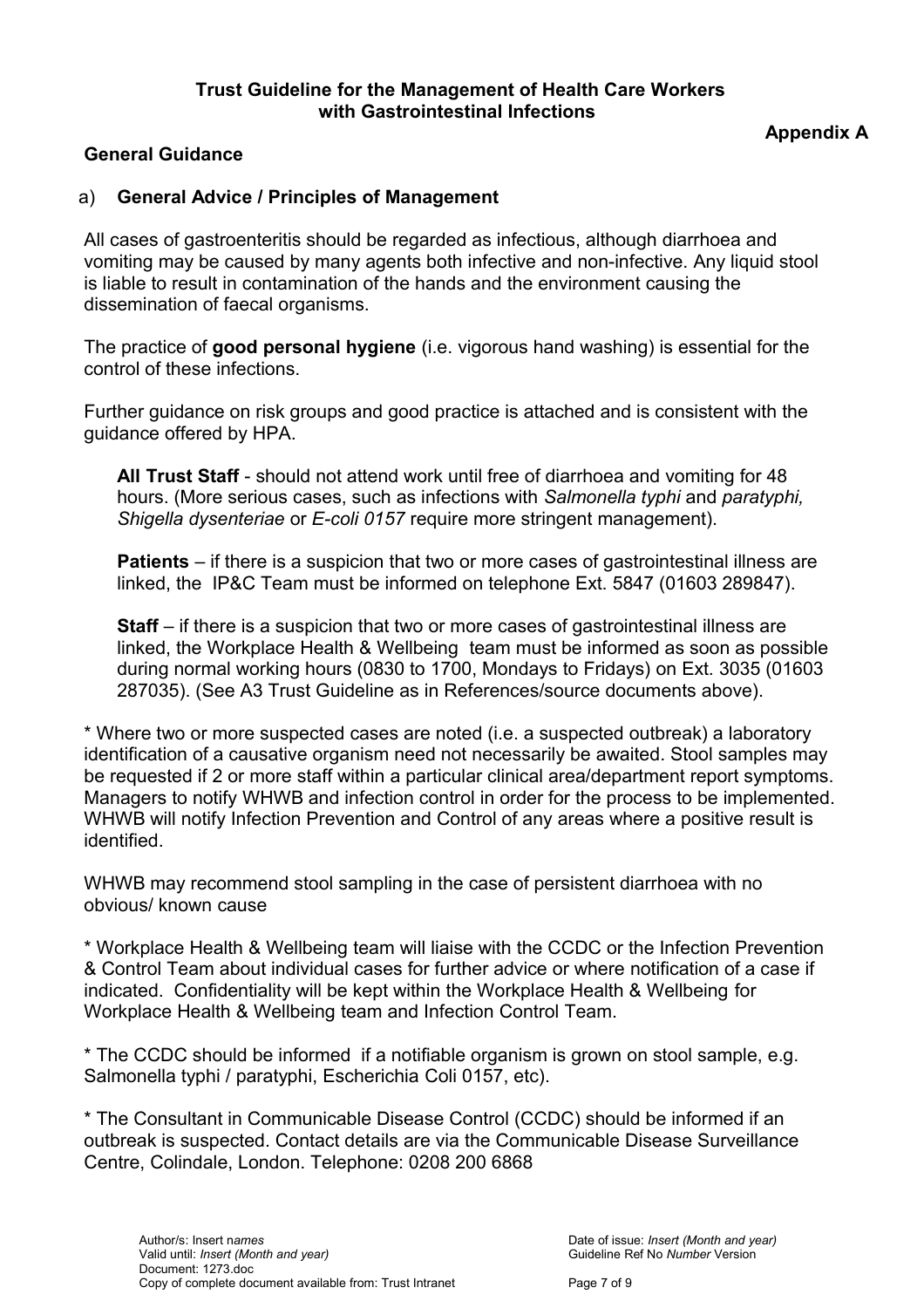**Trust Guideline for the Management of Health Care Workers with Gastrointestinal Infections**

**Appendix A**

**General Guidance**

a) **General Advice / Principles of Management**

All cases of gastroenteritis should be regarded as infectious, although diarrhoea and vomiting may be caused by many agents both infective and non-infective. Any liquid stool is liable to result in contamination of the hands and the environment causing the dissemination of faecal organisms.

The practice of **good personal hygiene** (i.e. vigorous hand washing) is essential for the control of these infections.

Further guidance on risk groups and good practice is attached and is consistent with the guidance offered by HPA.

> **All Trust Staff** - should not attend work until free of diarrhoea and vomiting for 48 hours. (More serious cases, such as infections with *Salmonella typhi* and *paratyphi, Shigella dysenteriae* or *E-coli 0157* require more stringent management).
>
> **Patients** – if there is a suspicion that two or more cases of gastrointestinal illness are linked, the IP&C Team must be informed on telephone Ext. 5847 (01603 289847).
>
> **Staff** – if there is a suspicion that two or more cases of gastrointestinal illness are linked, the Workplace Health & Wellbeing team must be informed as soon as possible during normal working hours (0830 to 1700, Mondays to Fridays) on Ext. 3035 (01603 287035). (See A3 Trust Guideline as in References/source documents above).

* Where two or more suspected cases are noted (i.e. a suspected outbreak) a laboratory identification of a causative organism need not necessarily be awaited. Stool samples may be requested if 2 or more staff within a particular clinical area/department report symptoms. Managers to notify WHWB and infection control in order for the process to be implemented. WHWB will notify Infection Prevention and Control of any areas where a positive result is identified.

WHWB may recommend stool sampling in the case of persistent diarrhoea with no obvious/ known cause

* Workplace Health & Wellbeing team will liaise with the CCDC or the Infection Prevention & Control Team about individual cases for further advice or where notification of a case if indicated. Confidentiality will be kept within the Workplace Health & Wellbeing for Workplace Health & Wellbeing team and Infection Control Team.

* The CCDC should be informed if a notifiable organism is grown on stool sample, e.g. Salmonella typhi / paratyphi, Escherichia Coli 0157, etc).

* The Consultant in Communicable Disease Control (CCDC) should be informed if an outbreak is suspected. Contact details are via the Communicable Disease Surveillance Centre, Colindale, London. Telephone: 0208 200 6868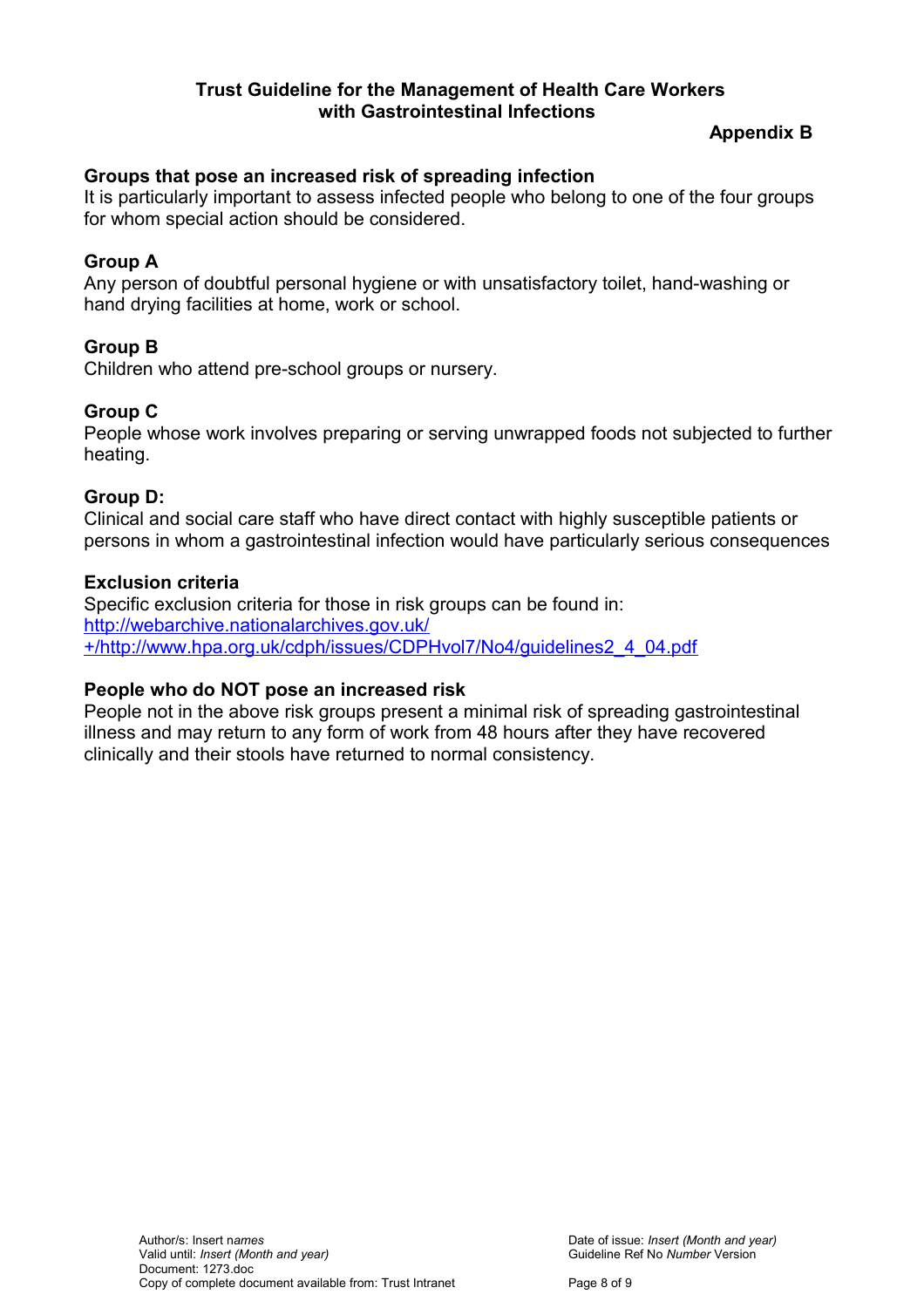**Trust Guideline for the Management of Health Care Workers with Gastrointestinal Infections**

**Appendix B**

## Groups that pose an increased risk of spreading infection

It is particularly important to assess infected people who belong to one of the four groups for whom special action should be considered.

### Group A

Any person of doubtful personal hygiene or with unsatisfactory toilet, hand-washing or hand drying facilities at home, work or school.

### Group B

Children who attend pre-school groups or nursery.

### Group C

People whose work involves preparing or serving unwrapped foods not subjected to further heating.

### Group D:

Clinical and social care staff who have direct contact with highly susceptible patients or persons in whom a gastrointestinal infection would have particularly serious consequences

## Exclusion criteria

Specific exclusion criteria for those in risk groups can be found in:
[http://webarchive.nationalarchives.gov.uk/+/http://www.hpa.org.uk/cdph/issues/CDPHvol7/No4/guidelines2_4_04.pdf](http://webarchive.nationalarchives.gov.uk/+/http://www.hpa.org.uk/cdph/issues/CDPHvol7/No4/guidelines2_4_04.pdf)

## People who do NOT pose an increased risk

People not in the above risk groups present a minimal risk of spreading gastrointestinal illness and may return to any form of work from 48 hours after they have recovered clinically and their stools have returned to normal consistency.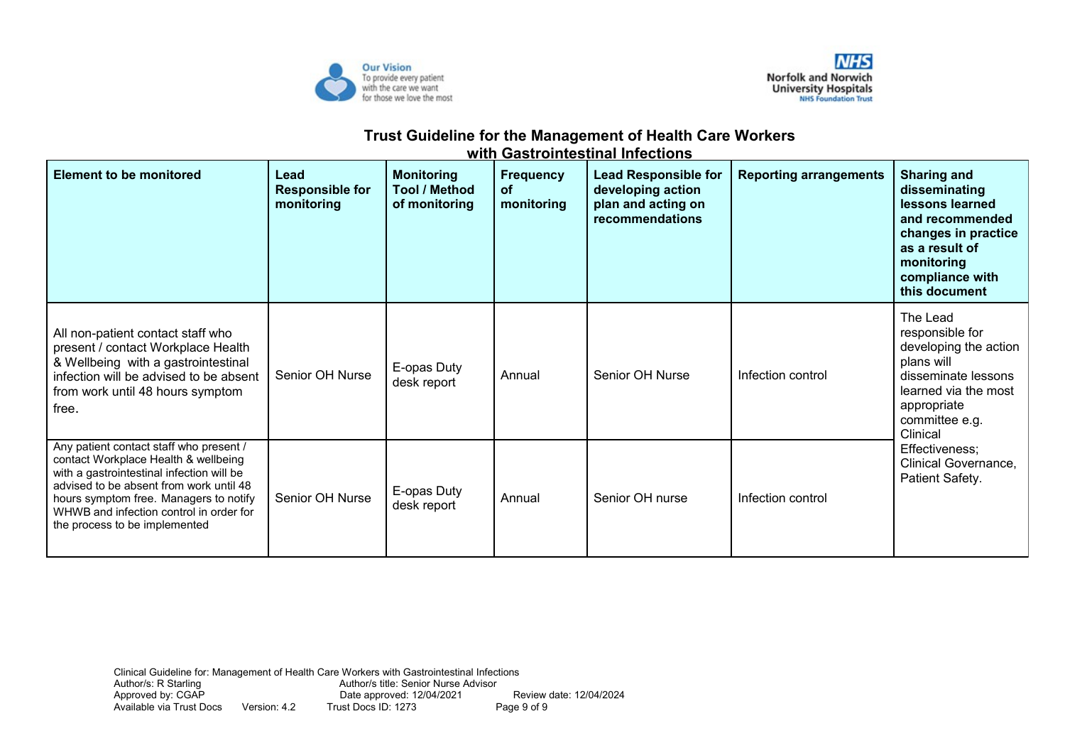| Element to be monitored | Lead Responsible for monitoring | Monitoring Tool / Method of monitoring | Frequency of monitoring | Lead Responsible for developing action plan and acting on recommendations | Reporting arrangements | Sharing and disseminating lessons learned and recommended changes in practice as a result of monitoring compliance with this document |
|---|---|---|---|---|---|---|
| All non-patient contact staff who present / contact Workplace Health & Wellbeing with a gastrointestinal infection will be advised to be absent from work until 48 hours symptom free. | Senior OH Nurse | E-opas Duty desk report | Annual | Senior OH Nurse | Infection control | The Lead responsible for developing the action plans will disseminate lessons learned via the most appropriate committee e.g. Clinical Effectiveness; Clinical Governance, Patient Safety. |
| Any patient contact staff who present / contact Workplace Health & wellbeing with a gastrointestinal infection will be advised to be absent from work until 48 hours symptom free. Managers to notify WHWB and infection control in order for the process to be implemented | Senior OH Nurse | E-opas Duty desk report | Annual | Senior OH nurse | Infection control | |